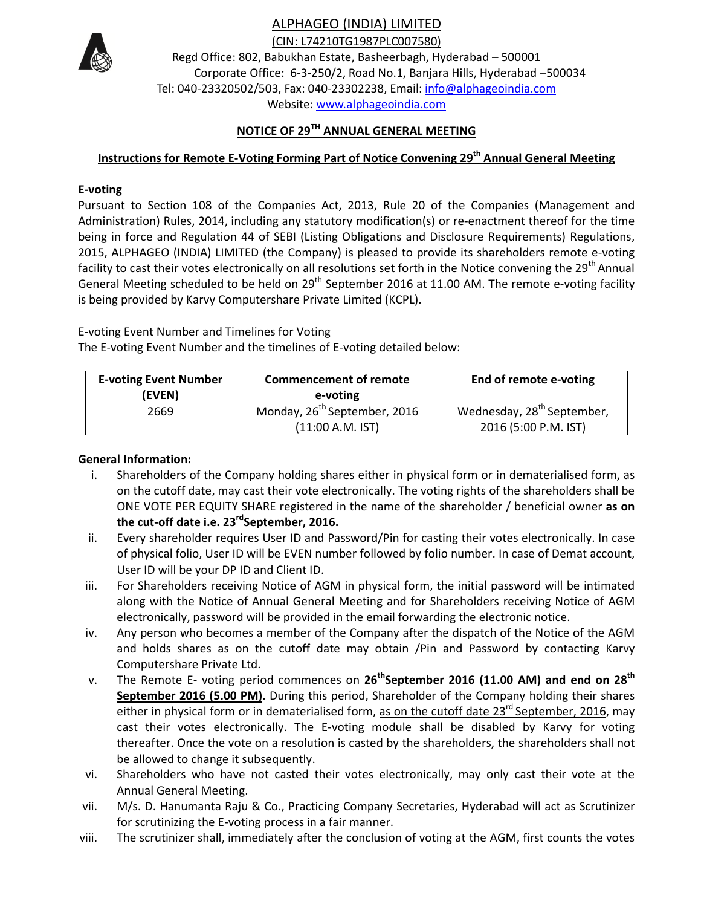# ALPHAGEO (INDIA) LIMITED

(CIN: L74210TG1987PLC007580)

Regd Office: 802, Babukhan Estate, Basheerbagh, Hyderabad – 500001

Corporate Office: 6-3-250/2, Road No.1, Banjara Hills, Hyderabad –500034

Tel: 040-23320502/503, Fax: 040-23302238, Email: info@alphageoindia.com

Website: www.alphageoindia.com

## NOTICE OF 29TH ANNUAL GENERAL MEETING

### Instructions for Remote E-Voting Forming Part of Notice Convening 29th Annual General Meeting

**E-voting**

Pursuant to Section 108 of the Companies Act, 2013, Rule 20 of the Companies (Management and Administration) Rules, 2014, including any statutory modification(s) or re-enactment thereof for the time being in force and Regulation 44 of SEBI (Listing Obligations and Disclosure Requirements) Regulations, 2015, ALPHAGEO (INDIA) LIMITED (the Company) is pleased to provide its shareholders remote e-voting facility to cast their votes electronically on all resolutions set forth in the Notice convening the 29th Annual General Meeting scheduled to be held on 29th September 2016 at 11.00 AM. The remote e-voting facility is being provided by Karvy Computershare Private Limited (KCPL).

E-voting Event Number and Timelines for Voting

The E-voting Event Number and the timelines of E-voting detailed below:

| E-voting Event Number (EVEN) | Commencement of remote e-voting | End of remote e-voting |
|---|---|---|
| 2669 | Monday, 26th September, 2016 (11:00 A.M. IST) | Wednesday, 28th September, 2016 (5:00 P.M. IST) |

**General Information:**

i. Shareholders of the Company holding shares either in physical form or in dematerialised form, as on the cutoff date, may cast their vote electronically. The voting rights of the shareholders shall be ONE VOTE PER EQUITY SHARE registered in the name of the shareholder / beneficial owner **as on the cut-off date i.e. 23rdSeptember, 2016.**

ii. Every shareholder requires User ID and Password/Pin for casting their votes electronically. In case of physical folio, User ID will be EVEN number followed by folio number. In case of Demat account, User ID will be your DP ID and Client ID.

iii. For Shareholders receiving Notice of AGM in physical form, the initial password will be intimated along with the Notice of Annual General Meeting and for Shareholders receiving Notice of AGM electronically, password will be provided in the email forwarding the electronic notice.

iv. Any person who becomes a member of the Company after the dispatch of the Notice of the AGM and holds shares as on the cutoff date may obtain /Pin and Password by contacting Karvy Computershare Private Ltd.

v. The Remote E- voting period commences on **26thSeptember 2016 (11.00 AM) and end on 28th September 2016 (5.00 PM)**. During this period, Shareholder of the Company holding their shares either in physical form or in dematerialised form, as on the cutoff date 23rd September, 2016, may cast their votes electronically. The E-voting module shall be disabled by Karvy for voting thereafter. Once the vote on a resolution is casted by the shareholders, the shareholders shall not be allowed to change it subsequently.

vi. Shareholders who have not casted their votes electronically, may only cast their vote at the Annual General Meeting.

vii. M/s. D. Hanumanta Raju & Co., Practicing Company Secretaries, Hyderabad will act as Scrutinizer for scrutinizing the E-voting process in a fair manner.

viii. The scrutinizer shall, immediately after the conclusion of voting at the AGM, first counts the votes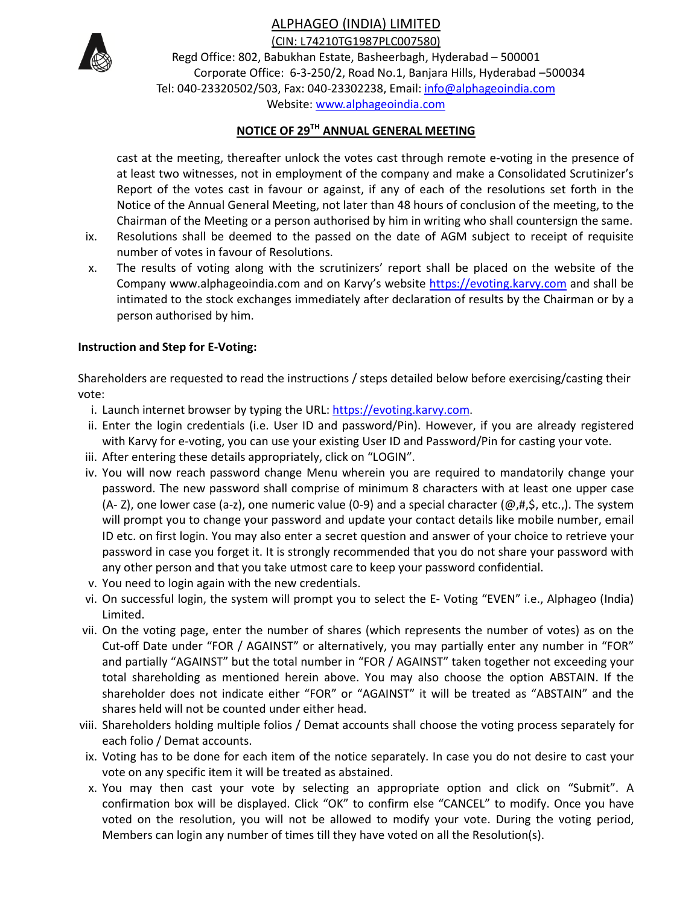cast at the meeting, thereafter unlock the votes cast through remote e-voting in the presence of at least two witnesses, not in employment of the company and make a Consolidated Scrutinizer's Report of the votes cast in favour or against, if any of each of the resolutions set forth in the Notice of the Annual General Meeting, not later than 48 hours of conclusion of the meeting, to the Chairman of the Meeting or a person authorised by him in writing who shall countersign the same.

ix. Resolutions shall be deemed to the passed on the date of AGM subject to receipt of requisite number of votes in favour of Resolutions.

x. The results of voting along with the scrutinizers' report shall be placed on the website of the Company www.alphageoindia.com and on Karvy's website https://evoting.karvy.com and shall be intimated to the stock exchanges immediately after declaration of results by the Chairman or by a person authorised by him.

**Instruction and Step for E-Voting:**

Shareholders are requested to read the instructions / steps detailed below before exercising/casting their vote:

i. Launch internet browser by typing the URL: https://evoting.karvy.com.

ii. Enter the login credentials (i.e. User ID and password/Pin). However, if you are already registered with Karvy for e-voting, you can use your existing User ID and Password/Pin for casting your vote.

iii. After entering these details appropriately, click on "LOGIN".

iv. You will now reach password change Menu wherein you are required to mandatorily change your password. The new password shall comprise of minimum 8 characters with at least one upper case (A- Z), one lower case (a-z), one numeric value (0-9) and a special character (@,#,$, etc.,). The system will prompt you to change your password and update your contact details like mobile number, email ID etc. on first login. You may also enter a secret question and answer of your choice to retrieve your password in case you forget it. It is strongly recommended that you do not share your password with any other person and that you take utmost care to keep your password confidential.

v. You need to login again with the new credentials.

vi. On successful login, the system will prompt you to select the E- Voting "EVEN" i.e., Alphageo (India) Limited.

vii. On the voting page, enter the number of shares (which represents the number of votes) as on the Cut-off Date under "FOR / AGAINST" or alternatively, you may partially enter any number in "FOR" and partially "AGAINST" but the total number in "FOR / AGAINST" taken together not exceeding your total shareholding as mentioned herein above. You may also choose the option ABSTAIN. If the shareholder does not indicate either "FOR" or "AGAINST" it will be treated as "ABSTAIN" and the shares held will not be counted under either head.

viii. Shareholders holding multiple folios / Demat accounts shall choose the voting process separately for each folio / Demat accounts.

ix. Voting has to be done for each item of the notice separately. In case you do not desire to cast your vote on any specific item it will be treated as abstained.

x. You may then cast your vote by selecting an appropriate option and click on "Submit". A confirmation box will be displayed. Click "OK" to confirm else "CANCEL" to modify. Once you have voted on the resolution, you will not be allowed to modify your vote. During the voting period, Members can login any number of times till they have voted on all the Resolution(s).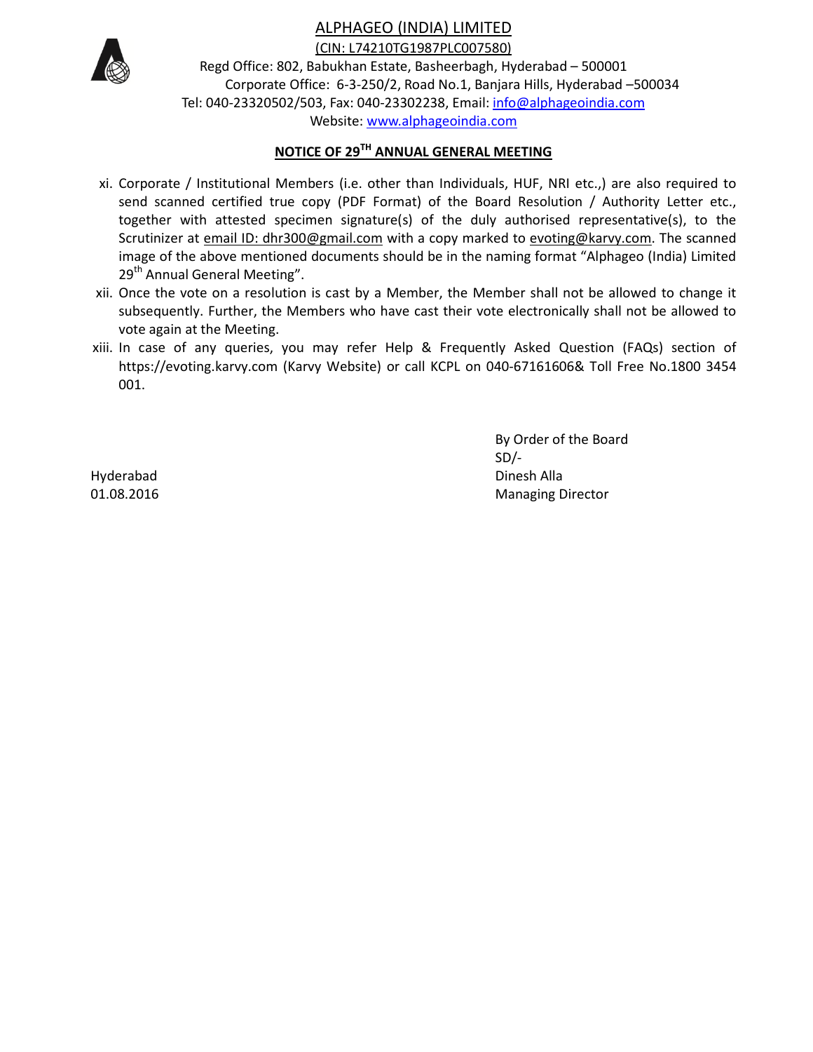# ALPHAGEO (INDIA) LIMITED

(CIN: L74210TG1987PLC007580)

Regd Office: 802, Babukhan Estate, Basheerbagh, Hyderabad – 500001
Corporate Office: 6-3-250/2, Road No.1, Banjara Hills, Hyderabad –500034
Tel: 040-23320502/503, Fax: 040-23302238, Email: info@alphageoindia.com
Website: www.alphageoindia.com

## NOTICE OF 29TH ANNUAL GENERAL MEETING

xi. Corporate / Institutional Members (i.e. other than Individuals, HUF, NRI etc.,) are also required to send scanned certified true copy (PDF Format) of the Board Resolution / Authority Letter etc., together with attested specimen signature(s) of the duly authorised representative(s), to the Scrutinizer at email ID: dhr300@gmail.com with a copy marked to evoting@karvy.com. The scanned image of the above mentioned documents should be in the naming format "Alphageo (India) Limited 29th Annual General Meeting".

xii. Once the vote on a resolution is cast by a Member, the Member shall not be allowed to change it subsequently. Further, the Members who have cast their vote electronically shall not be allowed to vote again at the Meeting.

xiii. In case of any queries, you may refer Help & Frequently Asked Question (FAQs) section of https://evoting.karvy.com (Karvy Website) or call KCPL on 040-67161606& Toll Free No.1800 3454 001.

By Order of the Board
SD/-
Dinesh Alla
Managing Director

Hyderabad
01.08.2016